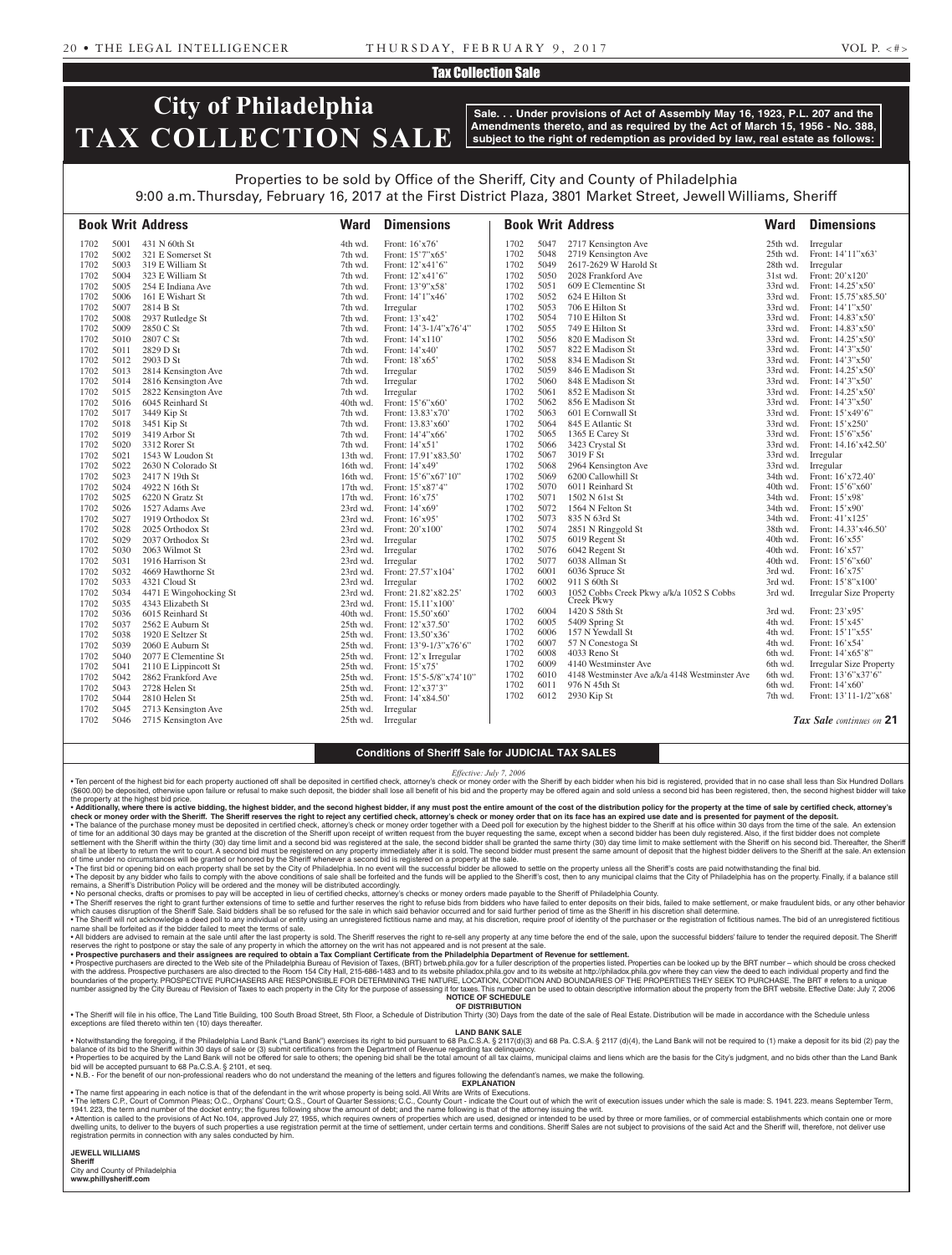## Tax Collection Sale

# City of Philadelphia TAX COLLECTION SALE

**Sale. . . Under provisions of Act of Assembly May 16, 1923, P.L. 207 and the Amendments thereto, and as required by the Act of March 15, 1956 - No. 388, subject to the right of redemption as provided by law, real estate as follows:**

Properties to be sold by Office of the Sheriff, City and County of Philadelphia
9:00 a.m. Thursday, February 16, 2017 at the First District Plaza, 3801 Market Street, Jewell Williams, Sheriff

| Book | Writ | Address | Ward | Dimensions |
|---|---|---|---|---|
| 1702 | 5001 | 431 N 60th St | 4th wd. | Front: 16'x76' |
| 1702 | 5002 | 321 E Somerset St | 7th wd. | Front: 15'7"x65' |
| 1702 | 5003 | 319 E William St | 7th wd. | Front: 12'x41'6" |
| 1702 | 5004 | 323 E William St | 7th wd. | Front: 12'x41'6" |
| 1702 | 5005 | 254 E Indiana Ave | 7th wd. | Front: 13'9"x58' |
| 1702 | 5006 | 161 E Wishart St | 7th wd. | Front: 14'1"x46' |
| 1702 | 5007 | 2814 B St | 7th wd. | Irregular |
| 1702 | 5008 | 2937 Rutledge St | 7th wd. | Front: 13'x42' |
| 1702 | 5009 | 2850 C St | 7th wd. | Front: 14'3-1/4"x76'4" |
| 1702 | 5010 | 2807 C St | 7th wd. | Front: 14'x110' |
| 1702 | 5011 | 2829 D St | 7th wd. | Front: 14'x40' |
| 1702 | 5012 | 2903 D St | 7th wd. | Front: 18'x65' |
| 1702 | 5013 | 2814 Kensington Ave | 7th wd. | Irregular |
| 1702 | 5014 | 2816 Kensington Ave | 7th wd. | Irregular |
| 1702 | 5015 | 2822 Kensington Ave | 7th wd. | Irregular |
| 1702 | 5016 | 6045 Reinhard St | 40th wd. | Front: 15'6"x60' |
| 1702 | 5017 | 3449 Kip St | 7th wd. | Front: 13.83'x70' |
| 1702 | 5018 | 3451 Kip St | 7th wd. | Front: 13.83'x60' |
| 1702 | 5019 | 3419 Arbor St | 7th wd. | Front: 14'4"x66' |
| 1702 | 5020 | 3312 Rorer St | 7th wd. | Front: 14'x51' |
| 1702 | 5021 | 1543 W Loudon St | 13th wd. | Front: 17.91'x83.50' |
| 1702 | 5022 | 2630 N Colorado St | 16th wd. | Front: 14'x49' |
| 1702 | 5023 | 2417 N 19th St | 16th wd. | Front: 15'6"x67'10" |
| 1702 | 5024 | 4922 N 16th St | 17th wd. | Front: 15'x87'4" |
| 1702 | 5025 | 6220 N Gratz St | 17th wd. | Front: 16'x75' |
| 1702 | 5026 | 1527 Adams Ave | 23rd wd. | Front: 14'x69' |
| 1702 | 5027 | 1919 Orthodox St | 23rd wd. | Front: 16'x95' |
| 1702 | 5028 | 2025 Orthodox St | 23rd wd. | Front: 20'x100' |
| 1702 | 5029 | 2037 Orthodox St | 23rd wd. | Irregular |
| 1702 | 5030 | 2063 Wilmot St | 23rd wd. | Irregular |
| 1702 | 5031 | 1916 Harrison St | 23rd wd. | Irregular |
| 1702 | 5032 | 4669 Hawthorne St | 23rd wd. | Front: 27.57'x104' |
| 1702 | 5033 | 4321 Cloud St | 23rd wd. | Irregular |
| 1702 | 5034 | 4471 E Wingohocking St | 23rd wd. | Front: 21.82'x82.25' |
| 1702 | 5035 | 4343 Elizabeth St | 23rd wd. | Front: 15.11'x100' |
| 1702 | 5036 | 6015 Reinhard St | 40th wd. | Front: 15.50'x60' |
| 1702 | 5037 | 2562 E Auburn St | 25th wd. | Front: 12'x37.50' |
| 1702 | 5038 | 1920 E Seltzer St | 25th wd. | Front: 13.50'x36' |
| 1702 | 5039 | 2060 E Auburn St | 25th wd. | Front: 13'9-1/3"x76'6" |
| 1702 | 5040 | 2077 E Clementine St | 25th wd. | Front: 12'x Irregular |
| 1702 | 5041 | 2110 E Lippincott St | 25th wd. | Front: 15'x75' |
| 1702 | 5042 | 2862 Frankford Ave | 25th wd. | Front: 15'5-5/8"x74'10" |
| 1702 | 5043 | 2728 Helen St | 25th wd. | Front: 12'x37'3" |
| 1702 | 5044 | 2810 Helen St | 25th wd. | Front: 14'x84.50' |
| 1702 | 5045 | 2713 Kensington Ave | 25th wd. | Irregular |
| 1702 | 5046 | 2715 Kensington Ave | 25th wd. | Irregular |
| 1702 | 5047 | 2717 Kensington Ave | 25th wd. | Irregular |
| 1702 | 5048 | 2719 Kensington Ave | 25th wd. | Front: 14'11"x63' |
| 1702 | 5049 | 2617-2629 W Harold St | 28th wd. | Irregular |
| 1702 | 5050 | 2028 Frankford Ave | 31st wd. | Front: 20'x120' |
| 1702 | 5051 | 609 E Clementine St | 33rd wd. | Front: 14.25'x50' |
| 1702 | 5052 | 624 E Hilton St | 33rd wd. | Front: 15.75'x85.50' |
| 1702 | 5053 | 706 E Hilton St | 33rd wd. | Front: 14'1"x50' |
| 1702 | 5054 | 710 E Hilton St | 33rd wd. | Front: 14.83'x50' |
| 1702 | 5055 | 749 E Hilton St | 33rd wd. | Front: 14.83'x50' |
| 1702 | 5056 | 820 E Madison St | 33rd wd. | Front: 14.25'x50' |
| 1702 | 5057 | 822 E Madison St | 33rd wd. | Front: 14'3"x50' |
| 1702 | 5058 | 834 E Madison St | 33rd wd. | Front: 14'3"x50' |
| 1702 | 5059 | 846 E Madison St | 33rd wd. | Front: 14.25'x50' |
| 1702 | 5060 | 848 E Madison St | 33rd wd. | Front: 14'3"x50' |
| 1702 | 5061 | 852 E Madison St | 33rd wd. | Front: 14.25'x50' |
| 1702 | 5062 | 856 E Madison St | 33rd wd. | Front: 14'3"x50' |
| 1702 | 5063 | 601 E Cornwall St | 33rd wd. | Front: 15'x49'6" |
| 1702 | 5064 | 845 E Atlantic St | 33rd wd. | Front: 15'x250' |
| 1702 | 5065 | 1365 E Carey St | 33rd wd. | Front: 15'6"x56' |
| 1702 | 5066 | 3423 Crystal St | 33rd wd. | Front: 14.16'x42.50' |
| 1702 | 5067 | 3019 F St | 33rd wd. | Irregular |
| 1702 | 5068 | 2964 Kensington Ave | 33rd wd. | Irregular |
| 1702 | 5069 | 6200 Callowhill St | 34th wd. | Front: 16'x72.40' |
| 1702 | 5070 | 6011 Reinhard St | 40th wd. | Front: 15'6"x60' |
| 1702 | 5071 | 1502 N 61st St | 34th wd. | Front: 15'x98' |
| 1702 | 5072 | 1564 N Felton St | 34th wd. | Front: 15'x90' |
| 1702 | 5073 | 835 N 63rd St | 34th wd. | Front: 41'x125' |
| 1702 | 5074 | 2851 N Ringgold St | 38th wd. | Front: 14.33'x46.50' |
| 1702 | 5075 | 6019 Regent St | 40th wd. | Front: 16'x55' |
| 1702 | 5076 | 6042 Regent St | 40th wd. | Front: 16'x57' |
| 1702 | 5077 | 6038 Allman St | 40th wd. | Front: 15'6"x60' |
| 1702 | 6001 | 6036 Spruce St | 3rd wd. | Front: 16'x75' |
| 1702 | 6002 | 911 S 60th St | 3rd wd. | Front: 15'8"x100' |
| 1702 | 6003 | 1052 Cobbs Creek Pkwy a/k/a 1052 S Cobbs Creek Pkwy | 3rd wd. | Irregular Size Property |
| 1702 | 6004 | 1420 S 58th St | 3rd wd. | Front: 23'x95' |
| 1702 | 6005 | 5409 Spring St | 4th wd. | Front: 15'x45' |
| 1702 | 6006 | 157 N Yewdall St | 4th wd. | Front: 15'1"x55' |
| 1702 | 6007 | 57 N Conestoga St | 4th wd. | Front: 16'x54' |
| 1702 | 6008 | 4033 Reno St | 6th wd. | Front: 14'x65'8" |
| 1702 | 6009 | 4140 Westminster Ave | 6th wd. | Irregular Size Property |
| 1702 | 6010 | 4148 Westminster Ave a/k/a 4148 Westminster Ave | 6th wd. | Front: 13'6"x37'6" |
| 1702 | 6011 | 976 N 45th St | 6th wd. | Front: 14'x60' |
| 1702 | 6012 | 2930 Kip St | 7th wd. | Front: 13'11-1/2"x68' |

*Tax Sale continues on* **21**

### Conditions of Sheriff Sale for JUDICIAL TAX SALES

*Effective: July 7, 2006*

• Ten percent of the highest bid for each property auctioned off shall be deposited in certified check, attorney's check or money order with the Sheriff by each bidder when his bid is registered, provided that in no case shall less than Six Hundred Dollars ($600.00) be deposited, otherwise upon failure or refusal to make such deposit, the bidder shall lose all benefit of his bid and the property may be offered again and sold unless a second bid has been registered, then, the second highest bidder will take the property at the highest bid price.

• **Additionally, where there is active bidding, the highest bidder, and the second highest bidder, if any must post the entire amount of the cost of the distribution policy for the property at the time of sale by certified check, attorney's check or money order with the Sheriff. The Sheriff reserves the right to reject any certified check, attorney's check or money order that on its face has an expired use date and is presented for payment of the deposit.**

• The balance of the purchase money must be deposited in certified check, attorney's check or money order together with a Deed poll for execution by the highest bidder to the Sheriff at his office within 30 days from the time of the sale. An extension of time for an additional 30 days may be granted at the discretion of the Sheriff upon receipt of written request from the buyer requesting the same, except when a second bidder has been duly registered. Also, if the first bidder does not complete settlement with the Sheriff within the thirty (30) day time limit and a second bid was registered at the sale, the second bidder shall be granted the same thirty (30) day time limit to make settlement with the Sheriff on his second bid. Thereafter, the Sheriff shall be at liberty to return the writ to court. A second bid must be registered on any property immediately after it is sold. The second bidder must present the same amount of deposit that the highest bidder delivers to the Sheriff at the sale. An extension of time under no circumstances will be granted or honored by the Sheriff whenever a second bid is registered on a property at the sale.

• The first bid or opening bid on each property shall be set by the City of Philadelphia. In no event will the successful bidder be allowed to settle on the property unless all the Sheriff's costs are paid notwithstanding the final bid.

• The deposit by any bidder who fails to comply with the above conditions of sale shall be forfeited and the funds will be applied to the Sheriff's cost, then to any municipal claims that the City of Philadelphia has on the property. Finally, if a balance still remains, a Sheriff's Distribution Policy will be ordered and the money will be distributed accordingly.

• No personal checks, drafts or promises to pay will be accepted in lieu of certified checks, attorney's checks or money orders made payable to the Sheriff of Philadelphia County.

• The Sheriff reserves the right to grant further extensions of time to settle and further reserves the right to refuse bids from bidders who have failed to enter deposits on their bids, failed to make settlement, or make fraudulent bids, or any other behavior which causes disruption of the Sheriff Sale. Said bidders shall be so refused for the sale in which said behavior occurred and for said further period of time as the Sheriff in his discretion shall determine.

• The Sheriff will not acknowledge a deed poll to any individual or entity using an unregistered fictitious name and may, at his discretion, require proof of identity of the purchaser or the registration of fictitious names. The bid of an unregistered fictitious name shall be forfeited as if the bidder failed to meet the terms of sale.

• All bidders are advised to remain at the sale until after the last property is sold. The Sheriff reserves the right to re-sell any property at any time before the end of the sale, upon the successful bidders' failure to tender the required deposit. The Sheriff reserves the right to postpone or stay the sale of any property in which the attorney on the writ has not appeared and is not present at the sale.

• **Prospective purchasers and their assignees are required to obtain a Tax Compliant Certificate from the Philadelphia Department of Revenue for settlement.**

• Prospective purchasers are directed to the Web site of the Philadelphia Bureau of Revision of Taxes, (BRT) brtweb.phila.gov for a fuller description of the properties listed. Properties can be looked up by the BRT number – which should be cross checked with the address. Prospective purchasers are also directed to the Room 154 City Hall, 215-686-1483 and to its website philadox.phila.gov and to its website at http://philadox.phila.gov where they can view the deed to each individual property and find the boundaries of the property. PROSPECTIVE PURCHASERS ARE RESPONSIBLE FOR DETERMINING THE NATURE, LOCATION, CONDITION AND BOUNDARIES OF THE PROPERTIES THEY SEEK TO PURCHASE. The BRT # refers to a unique number assigned by the City Bureau of Revision of Taxes to each property in the City for the purpose of assessing it for taxes. This number can be used to obtain descriptive information about the property from the BRT website. Effective Date: July 7, 2006

**NOTICE OF SCHEDULE OF DISTRIBUTION**

• The Sheriff will file in his office, The Land Title Building, 100 South Broad Street, 5th Floor, a Schedule of Distribution Thirty (30) Days from the date of the sale of Real Estate. Distribution will be made in accordance with the Schedule unless exceptions are filed thereto within ten (10) days thereafter.

**LAND BANK SALE**

• Notwithstanding the foregoing, if the Philadelphia Land Bank ("Land Bank") exercises its right to bid pursuant to 68 Pa.C.S.A. § 2117(d)(3) and 68 Pa. C.S.A. § 2117 (d)(4), the Land Bank will not be required to (1) make a deposit for its bid (2) pay the balance of its bid to the Sheriff within 30 days of sale or (3) submit certifications from the Department of Revenue regarding tax delinquency.

• Properties to be acquired by the Land Bank will not be offered for sale to others; the opening bid shall be the total amount of all tax claims, municipal claims and liens which are the basis for the City's judgment, and no bids other than the Land Bank bid will be accepted pursuant to 68 Pa.C.S.A. § 2101, et seq.

• N.B. - For the benefit of our non-professional readers who do not understand the meaning of the letters and figures following the defendant's names, we make the following.

**EXPLANATION**

• The name first appearing in each notice is that of the defendant in the writ whose property is being sold. All Writs are Writs of Executions.

• The letters C.P., Court of Common Pleas; O.C., Orphans' Court; Q.S., Court of Quarter Sessions; C.C., County Court - indicate the Court out of which the writ of execution issues under which the sale is made: S. 1941. 223. means September Term, 1941. 223, the term and number of the docket entry; the figures following show the amount of debt; and the name following is that of the attorney issuing the writ.

• Attention is called to the provisions of Act No.104, approved July 27, 1955, which requires owners of properties which are used, designed or intended to be used by three or more families, or of commercial establishments which contain one or more dwelling units, to deliver to the buyers of such properties a use registration permit at the time of settlement, under certain terms and conditions. Sheriff Sales are not subject to provisions of the said Act and the Sheriff will, therefore, not deliver use registration permits in connection with any sales conducted by him.

**JEWELL WILLIAMS**
**Sheriff**
City and County of Philadelphia
**www.phillysheriff.com**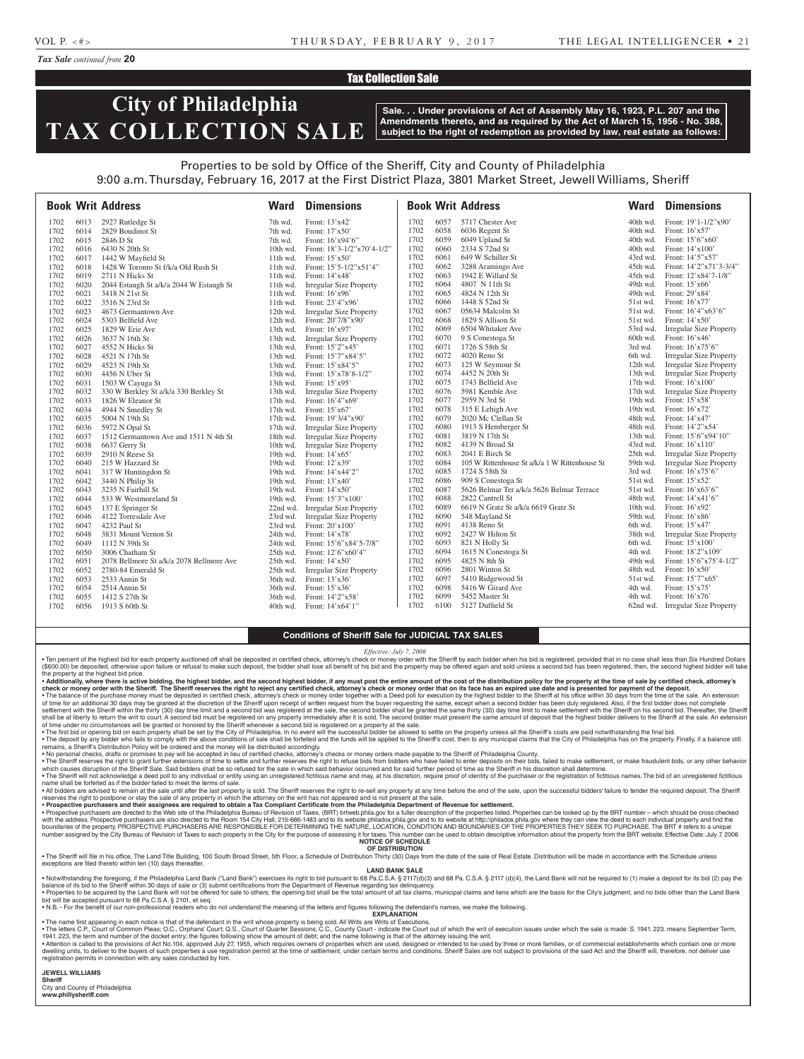*Tax Sale continued from* **20**

## Tax Collection Sale

# City of Philadelphia TAX COLLECTION SALE

**Sale. . . Under provisions of Act of Assembly May 16, 1923, P.L. 207 and the Amendments thereto, and as required by the Act of March 15, 1956 - No. 388, subject to the right of redemption as provided by law, real estate as follows:**

Properties to be sold by Office of the Sheriff, City and County of Philadelphia
9:00 a.m. Thursday, February 16, 2017 at the First District Plaza, 3801 Market Street, Jewell Williams, Sheriff

| Book | Writ | Address | Ward | Dimensions |
|---|---|---|---|---|
| 1702 | 6013 | 2927 Rutledge St | 7th wd. | Front: 13'x42' |
| 1702 | 6014 | 2829 Boudinot St | 7th wd. | Front: 17'x50' |
| 1702 | 6015 | 2846 D St | 7th wd. | Front: 16'x94'6" |
| 1702 | 6016 | 6430 N 20th St | 10th wd. | Front: 18'3-1/2"x70'4-1/2" |
| 1702 | 6017 | 1442 W Mayfield St | 11th wd. | Front: 15'x50' |
| 1702 | 6018 | 1428 W Toronto St f/k/a Old Rush St | 11th wd. | Front: 15'5-1/2"x51'4" |
| 1702 | 6019 | 2711 N Hicks St | 11th wd. | Front: 14'x48' |
| 1702 | 6020 | 2044 Estaugh St a/k/a 2044 W Estaugh St | 11th wd. | Irregular Size Property |
| 1702 | 6021 | 3418 N 21st St | 11th wd. | Front: 16'x96' |
| 1702 | 6022 | 3516 N 23rd St | 11th wd. | Front: 23'4"x96' |
| 1702 | 6023 | 4673 Germantown Ave | 12th wd. | Irregular Size Property |
| 1702 | 6024 | 5303 Belfield Ave | 12th wd. | Front: 20'7/8"x90' |
| 1702 | 6025 | 1829 W Erie Ave | 13th wd. | Front: 16'x97' |
| 1702 | 6026 | 3637 N 16th St | 13th wd. | Irregular Size Property |
| 1702 | 6027 | 4552 N Hicks St | 13th wd. | Front: 15'2"x45' |
| 1702 | 6028 | 4521 N 17th St | 13th wd. | Front: 15'7"x84'5" |
| 1702 | 6029 | 4523 N 19th St | 13th wd. | Front: 15'x84'5" |
| 1702 | 6030 | 4456 N Uber St | 13th wd. | Front: 15'x78'8-1/2" |
| 1702 | 6031 | 1503 W Cayuga St | 13th wd. | Front: 15'x95' |
| 1702 | 6032 | 330 W Berkley St a/k/a 330 Berkley St | 13th wd. | Irregular Size Property |
| 1702 | 6033 | 1826 W Eleanor St | 17th wd. | Front: 16'4"x69' |
| 1702 | 6034 | 4944 N Smedley St | 17th wd. | Front: 15'x67' |
| 1702 | 6035 | 5004 N 19th St | 17th wd. | Front: 19'3/4"x90' |
| 1702 | 6036 | 5972 N Opal St | 17th wd. | Irregular Size Property |
| 1702 | 6037 | 1512 Germantown Ave and 1511 N 4th St | 18th wd. | Irregular Size Property |
| 1702 | 6038 | 6637 Gerry St | 10th wd. | Irregular Size Property |
| 1702 | 6039 | 2910 N Reese St | 19th wd. | Front: 14'x65' |
| 1702 | 6040 | 215 W Hazzard St | 19th wd. | Front: 12'x39' |
| 1702 | 6041 | 317 W Huntingdon St | 19th wd. | Front: 14'x44'2" |
| 1702 | 6042 | 3440 N Philip St | 19th wd. | Front: 13'x40' |
| 1702 | 6043 | 3235 N Fairhill St | 19th wd. | Front: 14'x50' |
| 1702 | 6044 | 533 W Westmoreland St | 19th wd. | Front: 15'3"x100' |
| 1702 | 6045 | 137 E Springer St | 22nd wd. | Irregular Size Property |
| 1702 | 6046 | 4122 Torresdale Ave | 23rd wd. | Irregular Size Property |
| 1702 | 6047 | 4232 Paul St | 23rd wd. | Front: 20'x100' |
| 1702 | 6048 | 3831 Mount Vernon St | 24th wd. | Front: 14'x78' |
| 1702 | 6049 | 1112 N 39th St | 24th wd. | Front: 15'6"x84'5-7/8" |
| 1702 | 6050 | 3006 Chatham St | 25th wd. | Front: 12'6"x60'4" |
| 1702 | 6051 | 2078 Bellmore St a/k/a 2078 Bellmore Ave | 25th wd. | Front: 14'x50' |
| 1702 | 6052 | 2780-84 Emerald St | 25th wd. | Irregular Size Property |
| 1702 | 6053 | 2533 Annin St | 36th wd. | Front: 13'x36' |
| 1702 | 6054 | 2514 Annin St | 36th wd. | Front: 15'x36' |
| 1702 | 6055 | 1412 S 27th St | 36th wd. | Front: 14'2"x58' |
| 1702 | 6056 | 1913 S 60th St | 40th wd. | Front: 14'x64'1" |
| 1702 | 6057 | 5717 Chester Ave | 40th wd. | Front: 19'1-1/2"x90' |
| 1702 | 6058 | 6036 Regent St | 40th wd. | Front: 16'x57' |
| 1702 | 6059 | 6049 Upland St | 40th wd. | Front: 15'6"x60' |
| 1702 | 6060 | 2334 S 72nd St | 40th wd. | Front: 14'x100' |
| 1702 | 6061 | 649 W Schiller St | 43rd wd. | Front: 14'5"x57' |
| 1702 | 6062 | 3288 Aramingo Ave | 45th wd. | Front: 14'2"x71'3-3/4" |
| 1702 | 6063 | 1942 E Willard St | 45th wd. | Front: 12'x84'7-1/8" |
| 1702 | 6064 | 4807 N 11th St | 49th wd. | Front: 15'x66' |
| 1702 | 6065 | 4824 N 12th St | 49th wd. | Front: 29'x84' |
| 1702 | 6066 | 1448 S 52nd St | 51st wd. | Front: 16'x77' |
| 1702 | 6067 | 05634 Malcolm St | 51st wd. | Front: 16'4"x63'6" |
| 1702 | 6068 | 1829 S Allison St | 51st wd. | Front: 14'x50' |
| 1702 | 6069 | 6504 Whitaker Ave | 53rd wd. | Irregular Size Property |
| 1702 | 6070 | 9 S Conestoga St | 60th wd. | Front: 16'x46' |
| 1702 | 6071 | 1726 S 58th St | 3rd wd. | Front: 16'x75'6" |
| 1702 | 6072 | 4020 Reno St | 6th wd. | Irregular Size Property |
| 1702 | 6073 | 125 W Seymour St | 12th wd. | Irregular Size Property |
| 1702 | 6074 | 4452 N 20th St | 13th wd. | Irregular Size Property |
| 1702 | 6075 | 1743 Belfield Ave | 17th wd. | Front: 16'x100' |
| 1702 | 6076 | 5981 Kemble Ave | 17th wd. | Irregular Size Property |
| 1702 | 6077 | 2959 N 3rd St | 19th wd. | Front: 15'x58' |
| 1702 | 6078 | 315 E Lehigh Ave | 19th wd. | Front: 16'x72' |
| 1702 | 6079 | 2020 Mc Clellan St | 48th wd. | Front: 14'x47' |
| 1702 | 6080 | 1913 S Hemberger St | 48th wd. | Front: 14'2"x54' |
| 1702 | 6081 | 3819 N 17th St | 13th wd. | Front: 15'6"x94'10" |
| 1702 | 6082 | 4139 N Broad St | 43rd wd. | Front: 16'x110' |
| 1702 | 6083 | 2041 E Birch St | 25th wd. | Irregular Size Property |
| 1702 | 6084 | 105 W Rittenhouse St a/k/a 1 W Rittenhouse St | 59th wd. | Irregular Size Property |
| 1702 | 6085 | 1724 S 58th St | 3rd wd. | Front: 16'x75'6" |
| 1702 | 6086 | 909 S Conestoga St | 51st wd. | Front: 15'x52' |
| 1702 | 6087 | 5626 Belmar Ter a/k/a 5626 Belmar Terrace | 51st wd. | Front: 16'x63'6" |
| 1702 | 6088 | 2822 Cantrell St | 48th wd. | Front: 14'x41'6" |
| 1702 | 6089 | 6619 N Gratz St a/k/a 6619 Gratz St | 10th wd. | Front: 16'x92' |
| 1702 | 6090 | 548 Mayland St | 59th wd. | Front: 16'x86' |
| 1702 | 6091 | 4138 Reno St | 6th wd. | Front: 15'x47' |
| 1702 | 6092 | 2427 W Hilton St | 38th wd. | Irregular Size Property |
| 1702 | 6093 | 821 N Holly St | 6th wd. | Front: 15'x100' |
| 1702 | 6094 | 1615 N Conestoga St | 4th wd. | Front: 18'2"x109' |
| 1702 | 6095 | 4825 N 8th St | 49th wd. | Front: 15'6"x75'4-1/2" |
| 1702 | 6096 | 2801 Winton St | 48th wd. | Front: 16'x50' |
| 1702 | 6097 | 5410 Ridgewood St | 51st wd. | Front: 15'7"x65' |
| 1702 | 6098 | 5416 W Girard Ave | 4th wd. | Front: 15'x75' |
| 1702 | 6099 | 5452 Master St | 4th wd. | Front: 16'x76' |
| 1702 | 6100 | 5127 Duffield St | 62nd wd. | Irregular Size Property |

### Conditions of Sheriff Sale for JUDICIAL TAX SALES

*Effective: July 7, 2006*

• Ten percent of the highest bid for each property auctioned off shall be deposited in certified check, attorney's check or money order with the Sheriff by each bidder when his bid is registered, provided that in no case shall less than Six Hundred Dollars ($600.00) be deposited, otherwise upon failure or refusal to make such deposit, the bidder shall lose all benefit of his bid and the property may be offered again and sold unless a second bid has been registered, then, the second highest bidder will take the property at the highest bid price.

• **Additionally, where there is active bidding, the highest bidder, and the second highest bidder, if any must post the entire amount of the cost of the distribution policy for the property at the time of sale by certified check, attorney's check or money order with the Sheriff. The Sheriff reserves the right to reject any certified check, attorney's check or money order that on its face has an expired use date and is presented for payment of the deposit.**

• The balance of the purchase money must be deposited in certified check, attorney's check or money order together with a Deed poll for execution by the highest bidder to the Sheriff at his office within 30 days from the time of the sale. An extension of time for an additional 30 days may be granted at the discretion of the Sheriff upon receipt of written request from the buyer requesting the same, except when a second bidder has been duly registered. Also, if the first bidder does not complete settlement with the Sheriff within the thirty (30) day time limit and a second bid was registered at the sale, the second bidder shall be granted the same thirty (30) day time limit to make settlement with the Sheriff on his second bid. Thereafter, the Sheriff shall be at liberty to return the writ to court. A second bid must be registered on any property immediately after it is sold. The second bidder must present the same amount of deposit that the highest bidder delivers to the Sheriff at the sale. An extension of time under no circumstances will be granted or honored by the Sheriff whenever a second bid is registered on a property at the sale.

• The first bid or opening bid on each property shall be set by the City of Philadelphia. In no event will the successful bidder be allowed to settle on the property unless all the Sheriff's costs are paid notwithstanding the final bid.

• The deposit by any bidder who fails to comply with the above conditions of sale shall be forfeited and the funds will be applied to the Sheriff's cost, then to any municipal claims that the City of Philadelphia has on the property. Finally, if a balance still remains, a Sheriff's Distribution Policy will be ordered and the money will be distributed accordingly.

• No personal checks, drafts or promises to pay will be accepted in lieu of certified checks, attorney's checks or money orders made payable to the Sheriff of Philadelphia County.

• The Sheriff reserves the right to grant further extensions of time to settle and further reserves the right to refuse bids from bidders who have failed to enter deposits on their bids, failed to make settlement, or make fraudulent bids, or any other behavior which causes disruption of the Sheriff Sale. Said bidders shall be so refused for the sale in which said behavior occurred and for said further period of time as the Sheriff in his discretion shall determine.

• The Sheriff will not acknowledge a deed poll to any individual or entity using an unregistered fictitious name and may, at his discretion, require proof of identity of the purchaser or the registration of fictitious names. The bid of an unregistered fictitious name shall be forfeited as if the bidder failed to meet the terms of sale.

• All bidders are advised to remain at the sale until after the last property is sold. The Sheriff reserves the right to re-sell any property at any time before the end of the sale, upon the successful bidders' failure to tender the required deposit. The Sheriff reserves the right to postpone or stay the sale of any property in which the attorney on the writ has not appeared and is not present at the sale.

• **Prospective purchasers and their assignees are required to obtain a Tax Compliant Certificate from the Philadelphia Department of Revenue for settlement.**

• Prospective purchasers are directed to the Web site of the Philadelphia Bureau of Revision of Taxes, (BRT) brtweb.phila.gov for a fuller description of the properties listed. Properties can be looked up by the BRT number – which should be cross checked with the address. Prospective purchasers are also directed to the Room 154 City Hall, 215-686-1483 and to its website philadox.phila.gov and to its website at http://philadox.phila.gov where they can view the deed to each individual property and find the boundaries of the property. PROSPECTIVE PURCHASERS ARE RESPONSIBLE FOR DETERMINING THE NATURE, LOCATION, CONDITION AND BOUNDARIES OF THE PROPERTIES THEY SEEK TO PURCHASE. The BRT # refers to a unique number assigned by the City Bureau of Revision of Taxes to each property in the City for the purpose of assessing it for taxes. This number can be used to obtain descriptive information about the property from the BRT website. Effective Date: July 7, 2006

**NOTICE OF SCHEDULE OF DISTRIBUTION**

• The Sheriff will file in his office, The Land Title Building, 100 South Broad Street, 5th Floor, a Schedule of Distribution Thirty (30) Days from the date of the sale of Real Estate. Distribution will be made in accordance with the Schedule unless exceptions are filed thereto within ten (10) days thereafter.

**LAND BANK SALE**

• Notwithstanding the foregoing, if the Philadelphia Land Bank ("Land Bank") exercises its right to bid pursuant to 68 Pa.C.S.A. § 2117(d)(3) and 68 Pa. C.S.A. § 2117 (d)(4), the Land Bank will not be required to (1) make a deposit for its bid (2) pay the balance of its bid to the Sheriff within 30 days of sale or (3) submit certifications from the Department of Revenue regarding tax delinquency.

• Properties to be acquired by the Land Bank will not be offered for sale to others; the opening bid shall be the total amount of all tax claims, municipal claims and liens which are the basis for the City's judgment, and no bids other than the Land Bank bid will be accepted pursuant to 68 Pa.C.S.A. § 2101, et seq.

• N.B. - For the benefit of our non-professional readers who do not understand the meaning of the letters and figures following the defendant's names, we make the following.

**EXPLANATION**

• The name first appearing in each notice is that of the defendant in the writ whose property is being sold. All Writs are Writs of Executions.

• The letters C.P., Court of Common Pleas; O.C., Orphans' Court; Q.S., Court of Quarter Sessions; C.C., County Court - indicate the Court out of which the writ of execution issues under which the sale is made: S. 1941. 223. means September Term, 1941. 223, the term and number of the docket entry; the figures following show the amount of debt; and the name following is that of the attorney issuing the writ.

• Attention is called to the provisions of Act No.104, approved July 27, 1955, which requires owners of properties which are used, designed or intended to be used by three or more families, or of commercial establishments which contain one or more dwelling units, to deliver to the buyers of such properties a use registration permit at the time of settlement, under certain terms and conditions. Sheriff Sales are not subject to provisions of the said Act and the Sheriff will, therefore, not deliver use registration permits in connection with any sales conducted by him.

**JEWELL WILLIAMS**
**Sheriff**
City and County of Philadelphia
**www.phillysheriff.com**